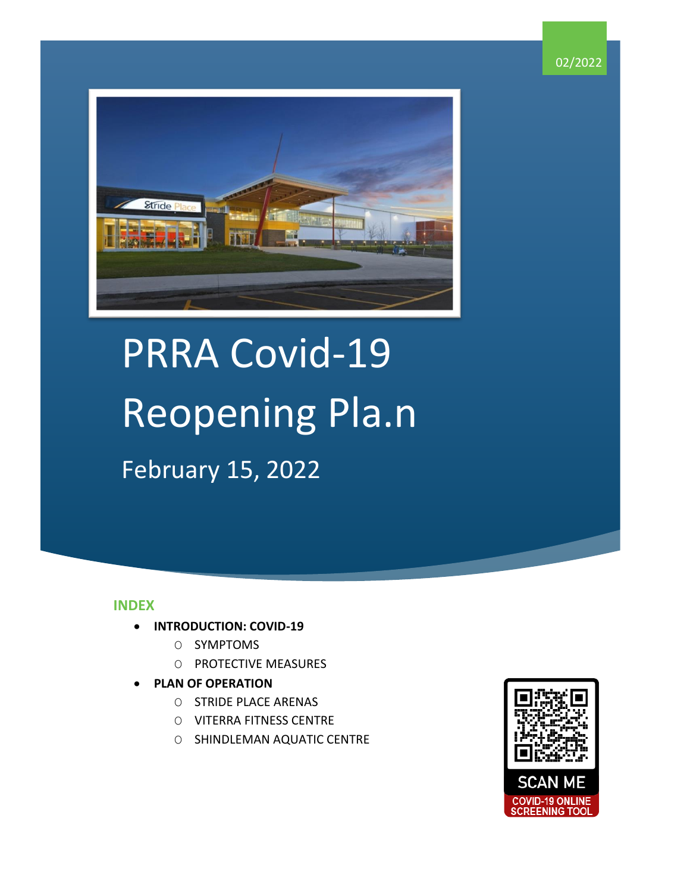02/2022

# PRRA Covid-19 Reopening Pla.n

## February 15, 2022

### INDEX

- **INTRODUCTION: COVID-19**
  - SYMPTOMS
  - PROTECTIVE MEASURES
- **PLAN OF OPERATION**
  - STRIDE PLACE ARENAS
  - VITERRA FITNESS CENTRE
  - SHINDLEMAN AQUATIC CENTRE

SCAN ME
COVID-19 ONLINE SCREENING TOOL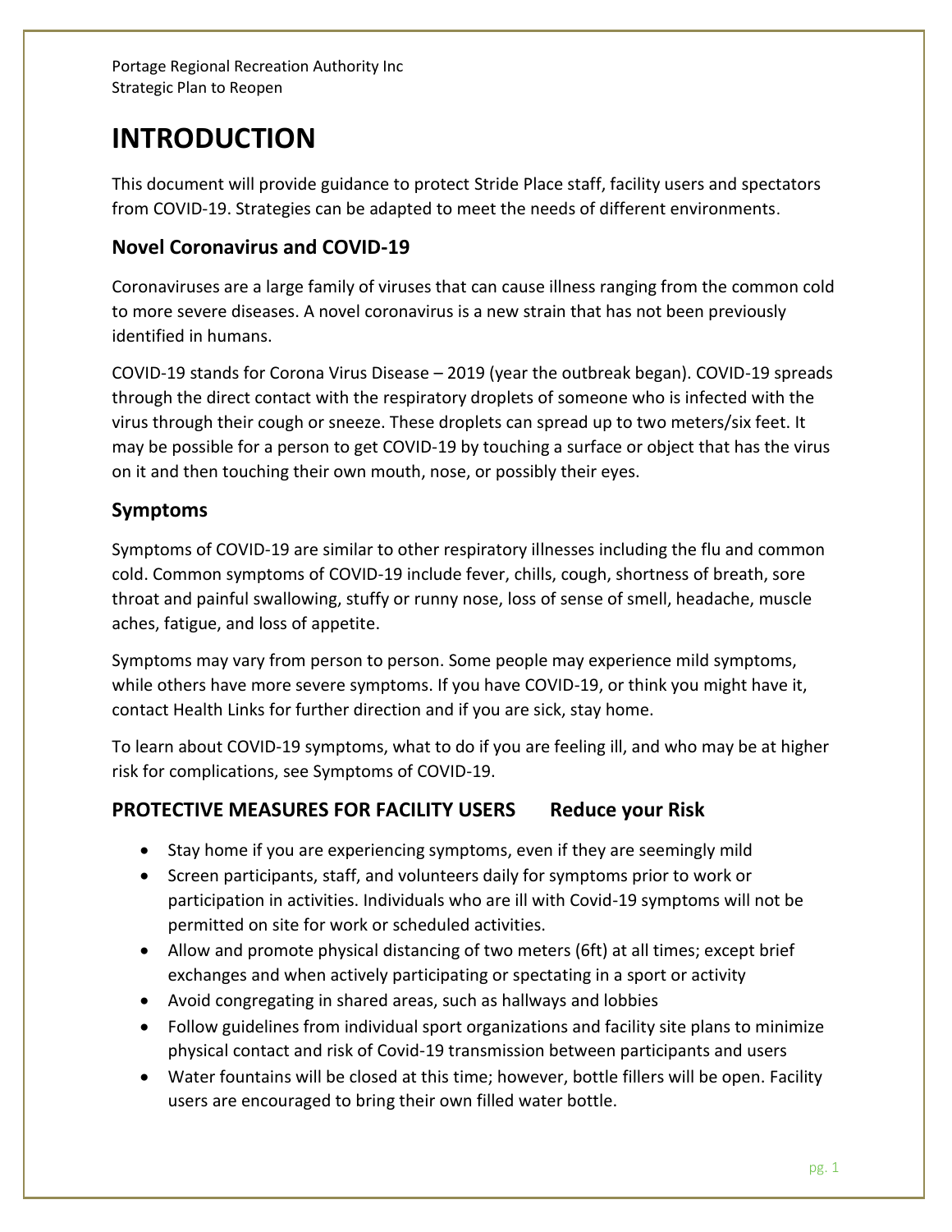# INTRODUCTION

This document will provide guidance to protect Stride Place staff, facility users and spectators from COVID-19. Strategies can be adapted to meet the needs of different environments.

## Novel Coronavirus and COVID-19

Coronaviruses are a large family of viruses that can cause illness ranging from the common cold to more severe diseases. A novel coronavirus is a new strain that has not been previously identified in humans.

COVID-19 stands for Corona Virus Disease – 2019 (year the outbreak began). COVID-19 spreads through the direct contact with the respiratory droplets of someone who is infected with the virus through their cough or sneeze. These droplets can spread up to two meters/six feet. It may be possible for a person to get COVID-19 by touching a surface or object that has the virus on it and then touching their own mouth, nose, or possibly their eyes.

## Symptoms

Symptoms of COVID-19 are similar to other respiratory illnesses including the flu and common cold. Common symptoms of COVID-19 include fever, chills, cough, shortness of breath, sore throat and painful swallowing, stuffy or runny nose, loss of sense of smell, headache, muscle aches, fatigue, and loss of appetite.

Symptoms may vary from person to person. Some people may experience mild symptoms, while others have more severe symptoms. If you have COVID-19, or think you might have it, contact Health Links for further direction and if you are sick, stay home.

To learn about COVID-19 symptoms, what to do if you are feeling ill, and who may be at higher risk for complications, see Symptoms of COVID-19.

## PROTECTIVE MEASURES FOR FACILITY USERS Reduce your Risk

- Stay home if you are experiencing symptoms, even if they are seemingly mild
- Screen participants, staff, and volunteers daily for symptoms prior to work or participation in activities. Individuals who are ill with Covid-19 symptoms will not be permitted on site for work or scheduled activities.
- Allow and promote physical distancing of two meters (6ft) at all times; except brief exchanges and when actively participating or spectating in a sport or activity
- Avoid congregating in shared areas, such as hallways and lobbies
- Follow guidelines from individual sport organizations and facility site plans to minimize physical contact and risk of Covid-19 transmission between participants and users
- Water fountains will be closed at this time; however, bottle fillers will be open. Facility users are encouraged to bring their own filled water bottle.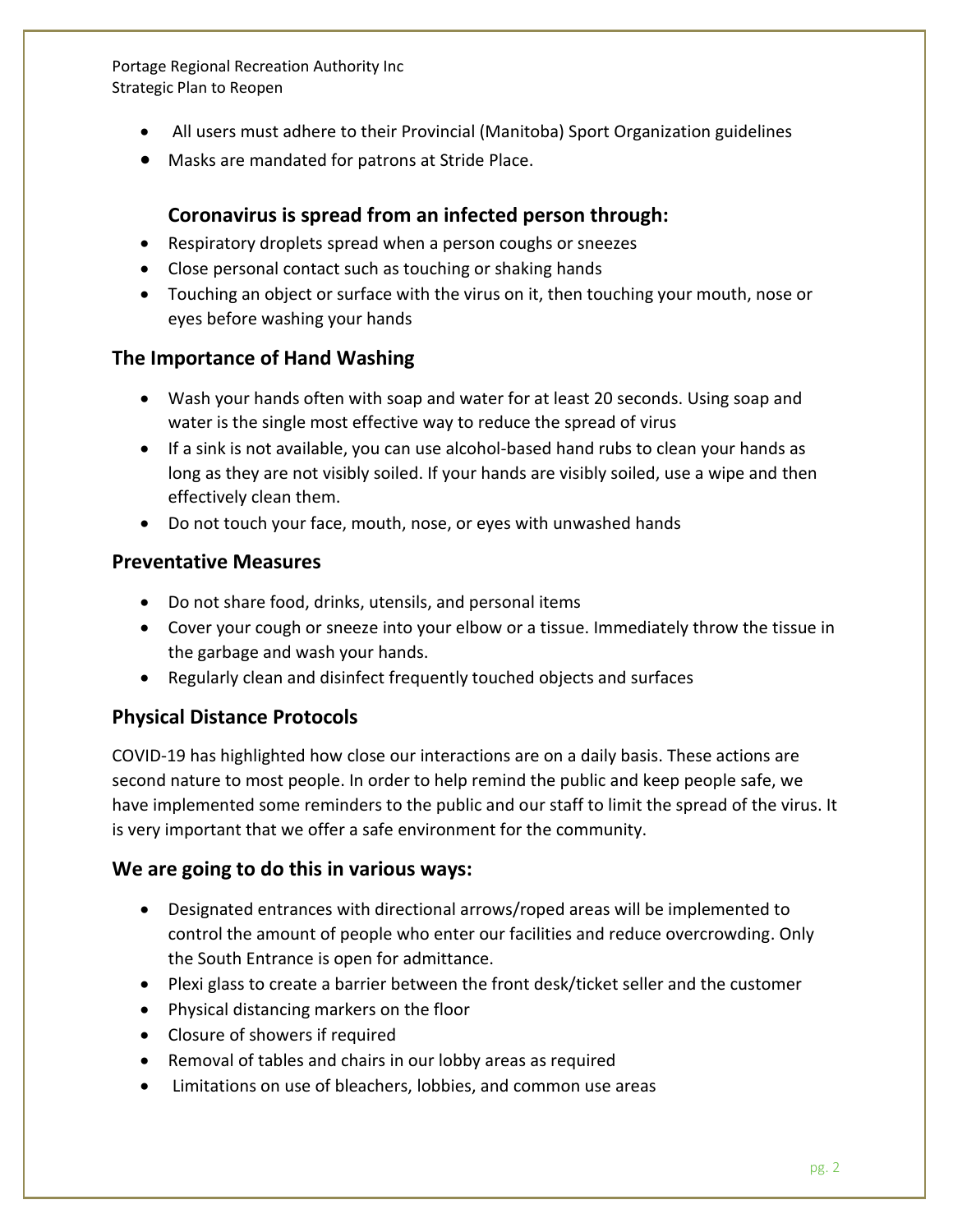- All users must adhere to their Provincial (Manitoba) Sport Organization guidelines
- Masks are mandated for patrons at Stride Place.

### Coronavirus is spread from an infected person through:

- Respiratory droplets spread when a person coughs or sneezes
- Close personal contact such as touching or shaking hands
- Touching an object or surface with the virus on it, then touching your mouth, nose or eyes before washing your hands

## The Importance of Hand Washing

- Wash your hands often with soap and water for at least 20 seconds. Using soap and water is the single most effective way to reduce the spread of virus
- If a sink is not available, you can use alcohol-based hand rubs to clean your hands as long as they are not visibly soiled. If your hands are visibly soiled, use a wipe and then effectively clean them.
- Do not touch your face, mouth, nose, or eyes with unwashed hands

## Preventative Measures

- Do not share food, drinks, utensils, and personal items
- Cover your cough or sneeze into your elbow or a tissue. Immediately throw the tissue in the garbage and wash your hands.
- Regularly clean and disinfect frequently touched objects and surfaces

## Physical Distance Protocols

COVID-19 has highlighted how close our interactions are on a daily basis. These actions are second nature to most people. In order to help remind the public and keep people safe, we have implemented some reminders to the public and our staff to limit the spread of the virus. It is very important that we offer a safe environment for the community.

## We are going to do this in various ways:

- Designated entrances with directional arrows/roped areas will be implemented to control the amount of people who enter our facilities and reduce overcrowding. Only the South Entrance is open for admittance.
- Plexi glass to create a barrier between the front desk/ticket seller and the customer
- Physical distancing markers on the floor
- Closure of showers if required
- Removal of tables and chairs in our lobby areas as required
- Limitations on use of bleachers, lobbies, and common use areas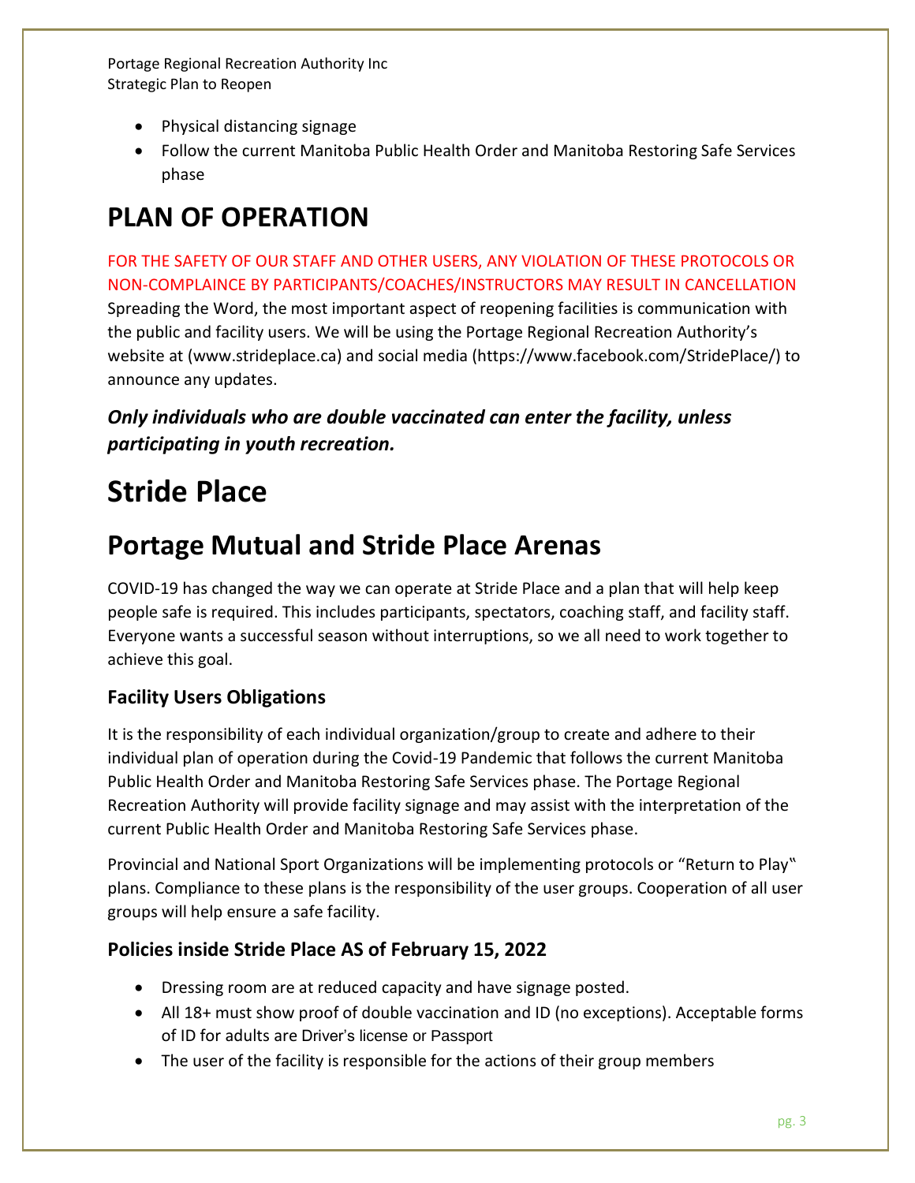- Physical distancing signage
- Follow the current Manitoba Public Health Order and Manitoba Restoring Safe Services phase

# PLAN OF OPERATION

FOR THE SAFETY OF OUR STAFF AND OTHER USERS, ANY VIOLATION OF THESE PROTOCOLS OR NON-COMPLAINCE BY PARTICIPANTS/COACHES/INSTRUCTORS MAY RESULT IN CANCELLATION

Spreading the Word, the most important aspect of reopening facilities is communication with the public and facility users. We will be using the Portage Regional Recreation Authority's website at (www.strideplace.ca) and social media (https://www.facebook.com/StridePlace/) to announce any updates.

***Only individuals who are double vaccinated can enter the facility, unless participating in youth recreation.***

# Stride Place

## Portage Mutual and Stride Place Arenas

COVID-19 has changed the way we can operate at Stride Place and a plan that will help keep people safe is required. This includes participants, spectators, coaching staff, and facility staff. Everyone wants a successful season without interruptions, so we all need to work together to achieve this goal.

### Facility Users Obligations

It is the responsibility of each individual organization/group to create and adhere to their individual plan of operation during the Covid-19 Pandemic that follows the current Manitoba Public Health Order and Manitoba Restoring Safe Services phase. The Portage Regional Recreation Authority will provide facility signage and may assist with the interpretation of the current Public Health Order and Manitoba Restoring Safe Services phase.

Provincial and National Sport Organizations will be implementing protocols or "Return to Play" plans. Compliance to these plans is the responsibility of the user groups. Cooperation of all user groups will help ensure a safe facility.

### Policies inside Stride Place AS of February 15, 2022

- Dressing room are at reduced capacity and have signage posted.
- All 18+ must show proof of double vaccination and ID (no exceptions). Acceptable forms of ID for adults are Driver's license or Passport
- The user of the facility is responsible for the actions of their group members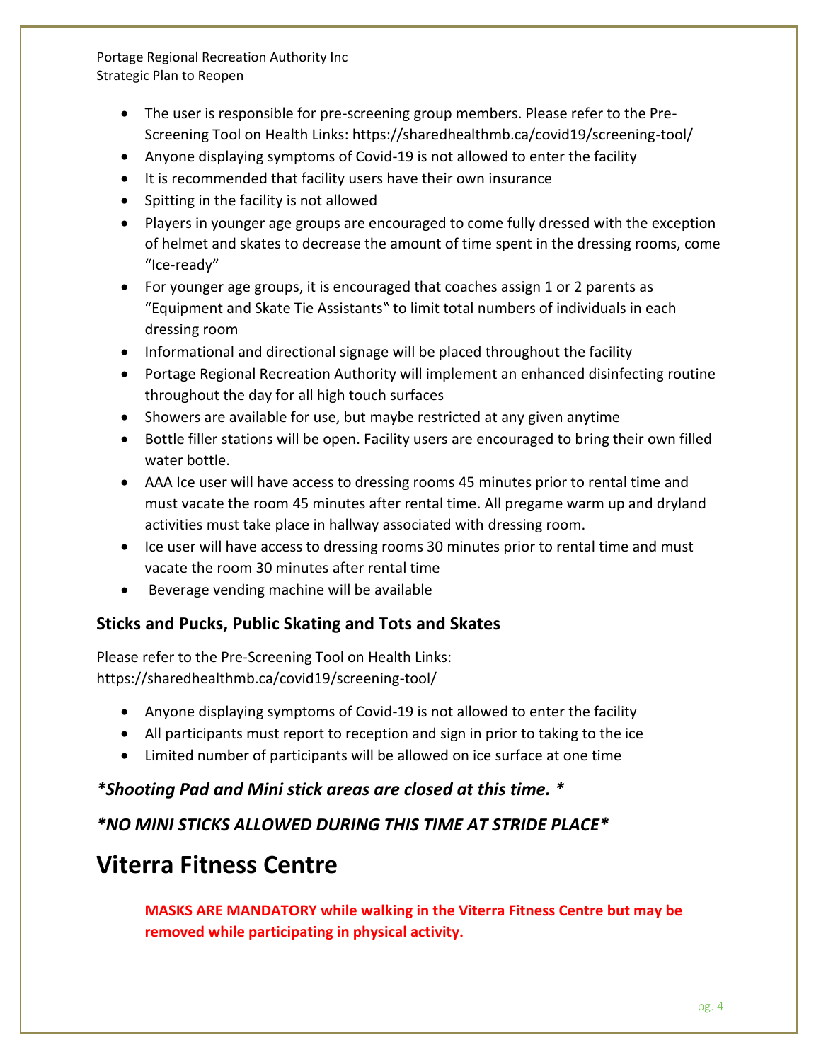- The user is responsible for pre-screening group members. Please refer to the Pre-Screening Tool on Health Links: https://sharedhealthmb.ca/covid19/screening-tool/
- Anyone displaying symptoms of Covid-19 is not allowed to enter the facility
- It is recommended that facility users have their own insurance
- Spitting in the facility is not allowed
- Players in younger age groups are encouraged to come fully dressed with the exception of helmet and skates to decrease the amount of time spent in the dressing rooms, come "Ice-ready"
- For younger age groups, it is encouraged that coaches assign 1 or 2 parents as "Equipment and Skate Tie Assistants" to limit total numbers of individuals in each dressing room
- Informational and directional signage will be placed throughout the facility
- Portage Regional Recreation Authority will implement an enhanced disinfecting routine throughout the day for all high touch surfaces
- Showers are available for use, but maybe restricted at any given anytime
- Bottle filler stations will be open. Facility users are encouraged to bring their own filled water bottle.
- AAA Ice user will have access to dressing rooms 45 minutes prior to rental time and must vacate the room 45 minutes after rental time. All pregame warm up and dryland activities must take place in hallway associated with dressing room.
- Ice user will have access to dressing rooms 30 minutes prior to rental time and must vacate the room 30 minutes after rental time
- Beverage vending machine will be available

### Sticks and Pucks, Public Skating and Tots and Skates

Please refer to the Pre-Screening Tool on Health Links: https://sharedhealthmb.ca/covid19/screening-tool/

- Anyone displaying symptoms of Covid-19 is not allowed to enter the facility
- All participants must report to reception and sign in prior to taking to the ice
- Limited number of participants will be allowed on ice surface at one time

***Shooting Pad and Mini stick areas are closed at this time. ***

***NO MINI STICKS ALLOWED DURING THIS TIME AT STRIDE PLACE***

## Viterra Fitness Centre

**MASKS ARE MANDATORY while walking in the Viterra Fitness Centre but may be removed while participating in physical activity.**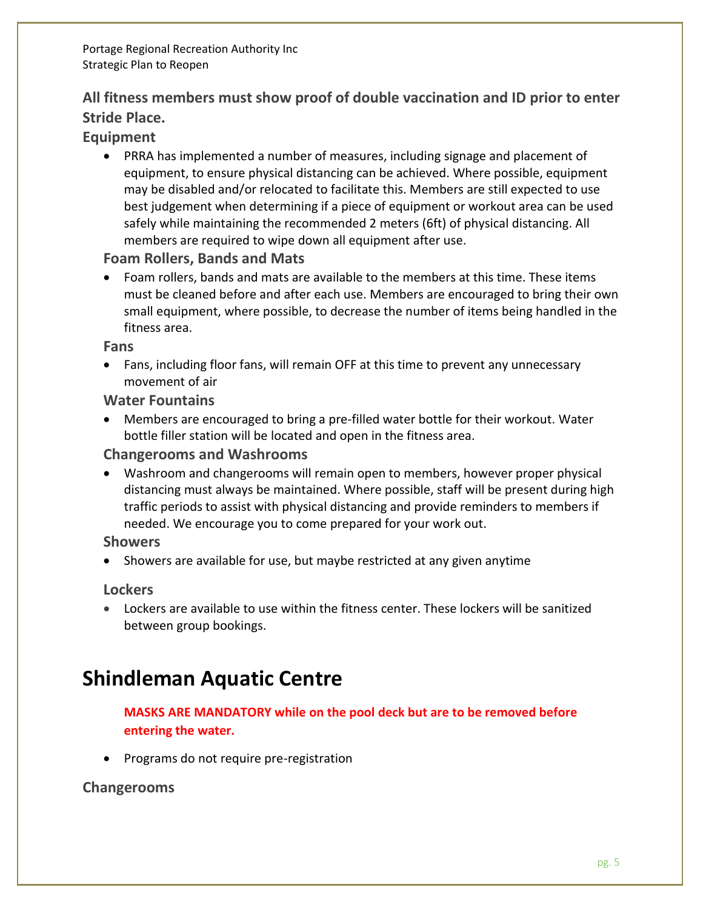**All fitness members must show proof of double vaccination and ID prior to enter Stride Place.**

### Equipment

- PRRA has implemented a number of measures, including signage and placement of equipment, to ensure physical distancing can be achieved. Where possible, equipment may be disabled and/or relocated to facilitate this. Members are still expected to use best judgement when determining if a piece of equipment or workout area can be used safely while maintaining the recommended 2 meters (6ft) of physical distancing. All members are required to wipe down all equipment after use.

#### Foam Rollers, Bands and Mats

- Foam rollers, bands and mats are available to the members at this time. These items must be cleaned before and after each use. Members are encouraged to bring their own small equipment, where possible, to decrease the number of items being handled in the fitness area.

#### Fans

- Fans, including floor fans, will remain OFF at this time to prevent any unnecessary movement of air

#### Water Fountains

- Members are encouraged to bring a pre-filled water bottle for their workout. Water bottle filler station will be located and open in the fitness area.

#### Changerooms and Washrooms

- Washroom and changerooms will remain open to members, however proper physical distancing must always be maintained. Where possible, staff will be present during high traffic periods to assist with physical distancing and provide reminders to members if needed. We encourage you to come prepared for your work out.

#### Showers

- Showers are available for use, but maybe restricted at any given anytime

#### Lockers

- Lockers are available to use within the fitness center. These lockers will be sanitized between group bookings.

# Shindleman Aquatic Centre

**MASKS ARE MANDATORY while on the pool deck but are to be removed before entering the water.**

- Programs do not require pre-registration

### Changerooms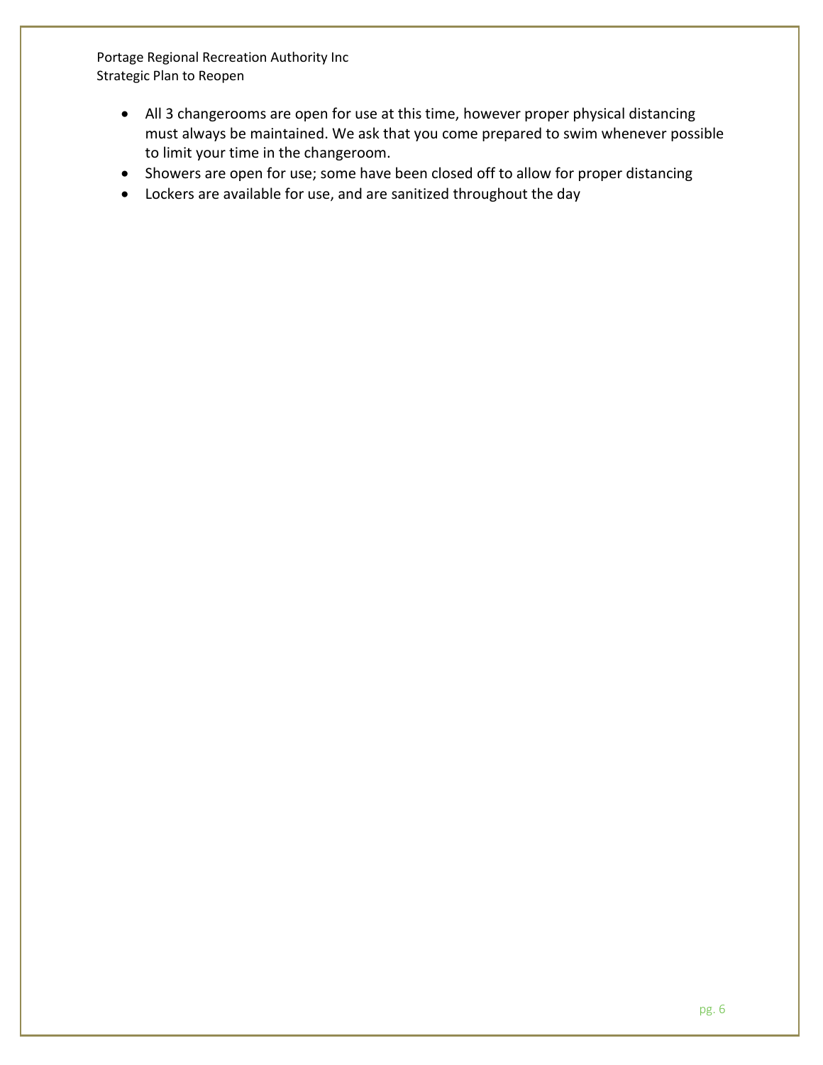- All 3 changerooms are open for use at this time, however proper physical distancing must always be maintained. We ask that you come prepared to swim whenever possible to limit your time in the changeroom.
- Showers are open for use; some have been closed off to allow for proper distancing
- Lockers are available for use, and are sanitized throughout the day